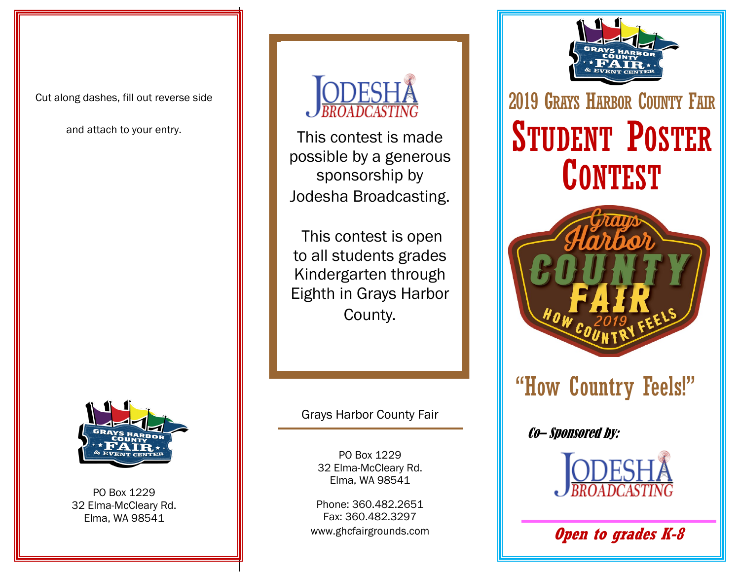Cut along dashes, fill out reverse side

and attach to your entry.

PO Box 1229
32 Elma-McCleary Rd.
Elma, WA 98541

JODESHA BROADCASTING

This contest is made possible by a generous sponsorship by Jodesha Broadcasting.

This contest is open to all students grades Kindergarten through Eighth in Grays Harbor County.

Grays Harbor County Fair

PO Box 1229
32 Elma-McCleary Rd.
Elma, WA 98541

Phone: 360.482.2651
Fax: 360.482.3297
www.ghcfairgrounds.com

GRAYS HARBOR COUNTY FAIR & EVENT CENTER

## 2019 Grays Harbor County Fair

# Student Poster Contest

Grays Harbor COUNTY FAIR 2019 HOW COUNTRY FEELS

## "How Country Feels!"

***Co– Sponsored by:***

JODESHA BROADCASTING

***Open to grades K-8***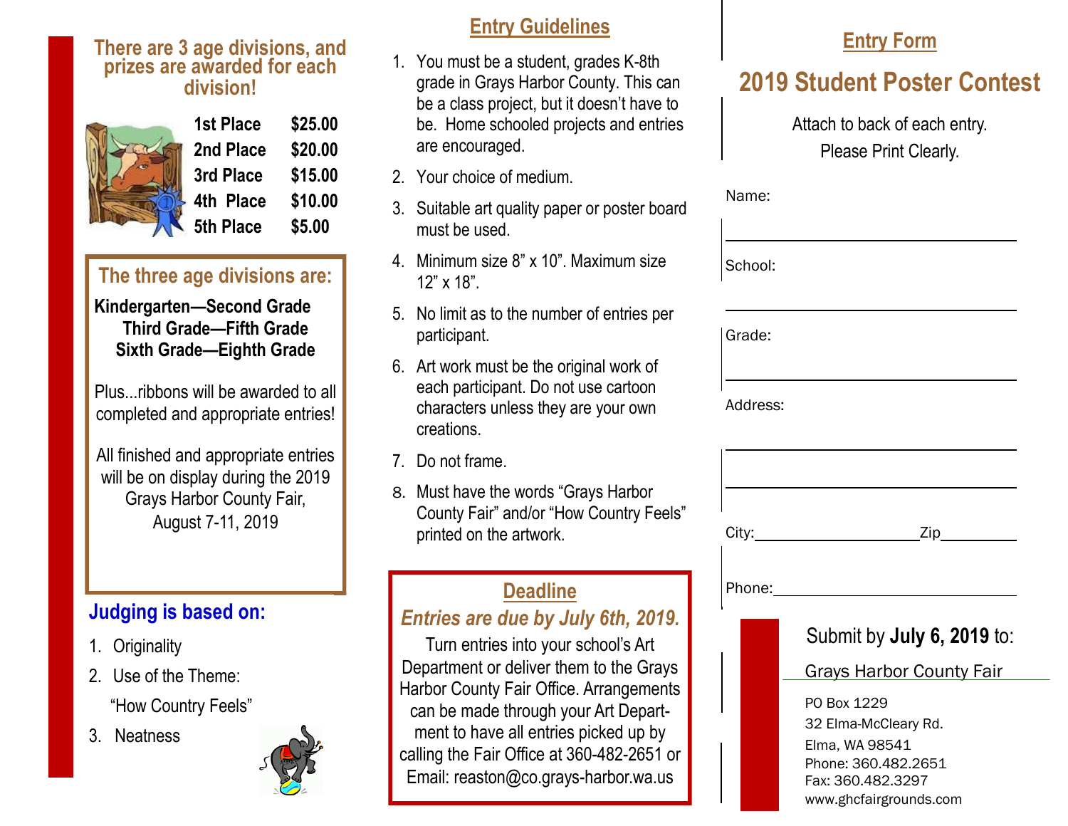## There are 3 age divisions, and prizes are awarded for each division!

| | |
|---|---|
| **1st Place** | **$25.00** |
| **2nd Place** | **$20.00** |
| **3rd Place** | **$15.00** |
| **4th Place** | **$10.00** |
| **5th Place** | **$5.00** |

### The three age divisions are:

**Kindergarten—Second Grade**
**Third Grade—Fifth Grade**
**Sixth Grade—Eighth Grade**

Plus...ribbons will be awarded to all completed and appropriate entries!

All finished and appropriate entries will be on display during the 2019 Grays Harbor County Fair, August 7-11, 2019

### Judging is based on:

1. Originality
2. Use of the Theme:
   "How Country Feels"
3. Neatness

## Entry Guidelines

1. You must be a student, grades K-8th grade in Grays Harbor County. This can be a class project, but it doesn't have to be. Home schooled projects and entries are encouraged.
2. Your choice of medium.
3. Suitable art quality paper or poster board must be used.
4. Minimum size 8" x 10". Maximum size 12" x 18".
5. No limit as to the number of entries per participant.
6. Art work must be the original work of each participant. Do not use cartoon characters unless they are your own creations.
7. Do not frame.
8. Must have the words "Grays Harbor County Fair" and/or "How Country Feels" printed on the artwork.

## Deadline

***Entries are due by July 6th, 2019.***

Turn entries into your school's Art Department or deliver them to the Grays Harbor County Fair Office. Arrangements can be made through your Art Department to have all entries picked up by calling the Fair Office at 360-482-2651 or Email: reaston@co.grays-harbor.wa.us

## Entry Form

# 2019 Student Poster Contest

Attach to back of each entry.
Please Print Clearly.

Name: ______________________

School: ______________________

Grade: ______________________

Address: ______________________

______________________

City: ______________ Zip ________

Phone: ______________________

Submit by **July 6, 2019** to:

Grays Harbor County Fair

PO Box 1229
32 Elma-McCleary Rd.
Elma, WA 98541
Phone: 360.482.2651
Fax: 360.482.3297
www.ghcfairgrounds.com